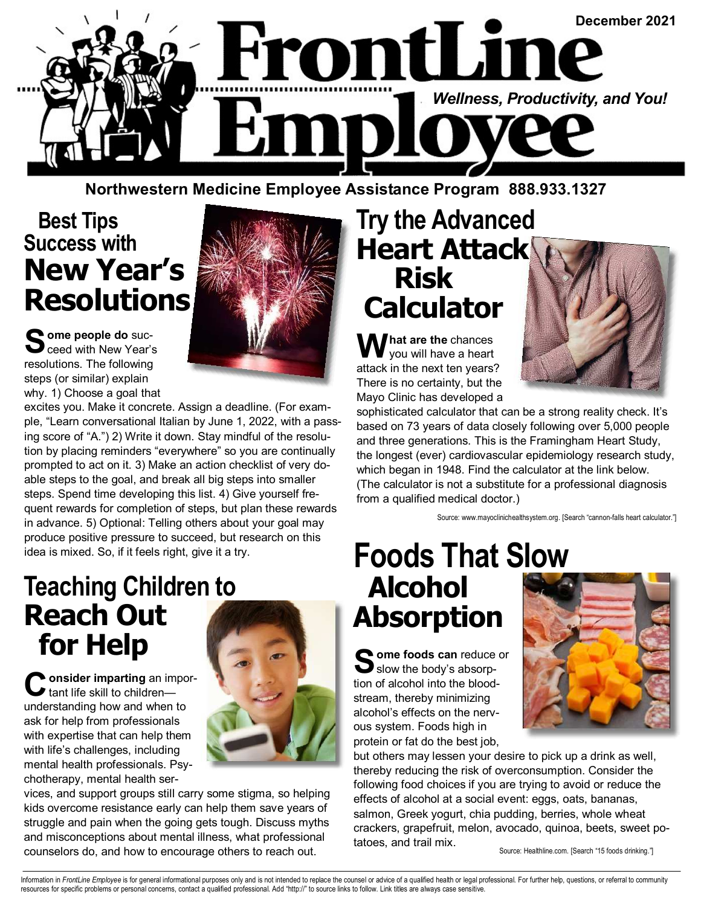# FrontLine Employee

December 2021

*Wellness, Productivity, and You!*

**Northwestern Medicine Employee Assistance Program 888.933.1327**

## Best Tips Success with New Year's Resolutions

**Some people do** succeed with New Year's resolutions. The following steps (or similar) explain why. 1) Choose a goal that excites you. Make it concrete. Assign a deadline. (For example, "Learn conversational Italian by June 1, 2022, with a passing score of "A.") 2) Write it down. Stay mindful of the resolution by placing reminders "everywhere" so you are continually prompted to act on it. 3) Make an action checklist of very doable steps to the goal, and break all big steps into smaller steps. Spend time developing this list. 4) Give yourself frequent rewards for completion of steps, but plan these rewards in advance. 5) Optional: Telling others about your goal may produce positive pressure to succeed, but research on this idea is mixed. So, if it feels right, give it a try.

## Teaching Children to Reach Out for Help

**Consider imparting** an important life skill to children—understanding how and when to ask for help from professionals with expertise that can help them with life's challenges, including mental health professionals. Psychotherapy, mental health services, and support groups still carry some stigma, so helping kids overcome resistance early can help them save years of struggle and pain when the going gets tough. Discuss myths and misconceptions about mental illness, what professional counselors do, and how to encourage others to reach out.

## Try the Advanced Heart Attack Risk Calculator

**What are the** chances you will have a heart attack in the next ten years? There is no certainty, but the Mayo Clinic has developed a sophisticated calculator that can be a strong reality check. It's based on 73 years of data closely following over 5,000 people and three generations. This is the Framingham Heart Study, the longest (ever) cardiovascular epidemiology research study, which began in 1948. Find the calculator at the link below. (The calculator is not a substitute for a professional diagnosis from a qualified medical doctor.)

Source: www.mayoclinichealthsystem.org. [Search "cannon-falls heart calculator."]

## Foods That Slow Alcohol Absorption

**Some foods can** reduce or slow the body's absorption of alcohol into the bloodstream, thereby minimizing alcohol's effects on the nervous system. Foods high in protein or fat do the best job, but others may lessen your desire to pick up a drink as well, thereby reducing the risk of overconsumption. Consider the following food choices if you are trying to avoid or reduce the effects of alcohol at a social event: eggs, oats, bananas, salmon, Greek yogurt, chia pudding, berries, whole wheat crackers, grapefruit, melon, avocado, quinoa, beets, sweet potatoes, and trail mix.

Source: Healthline.com. [Search "15 foods drinking."]

Information in *FrontLine Employee* is for general informational purposes only and is not intended to replace the counsel or advice of a qualified health or legal professional. For further help, questions, or referral to community resources for specific problems or personal concerns, contact a qualified professional. Add "http://" to source links to follow. Link titles are always case sensitive.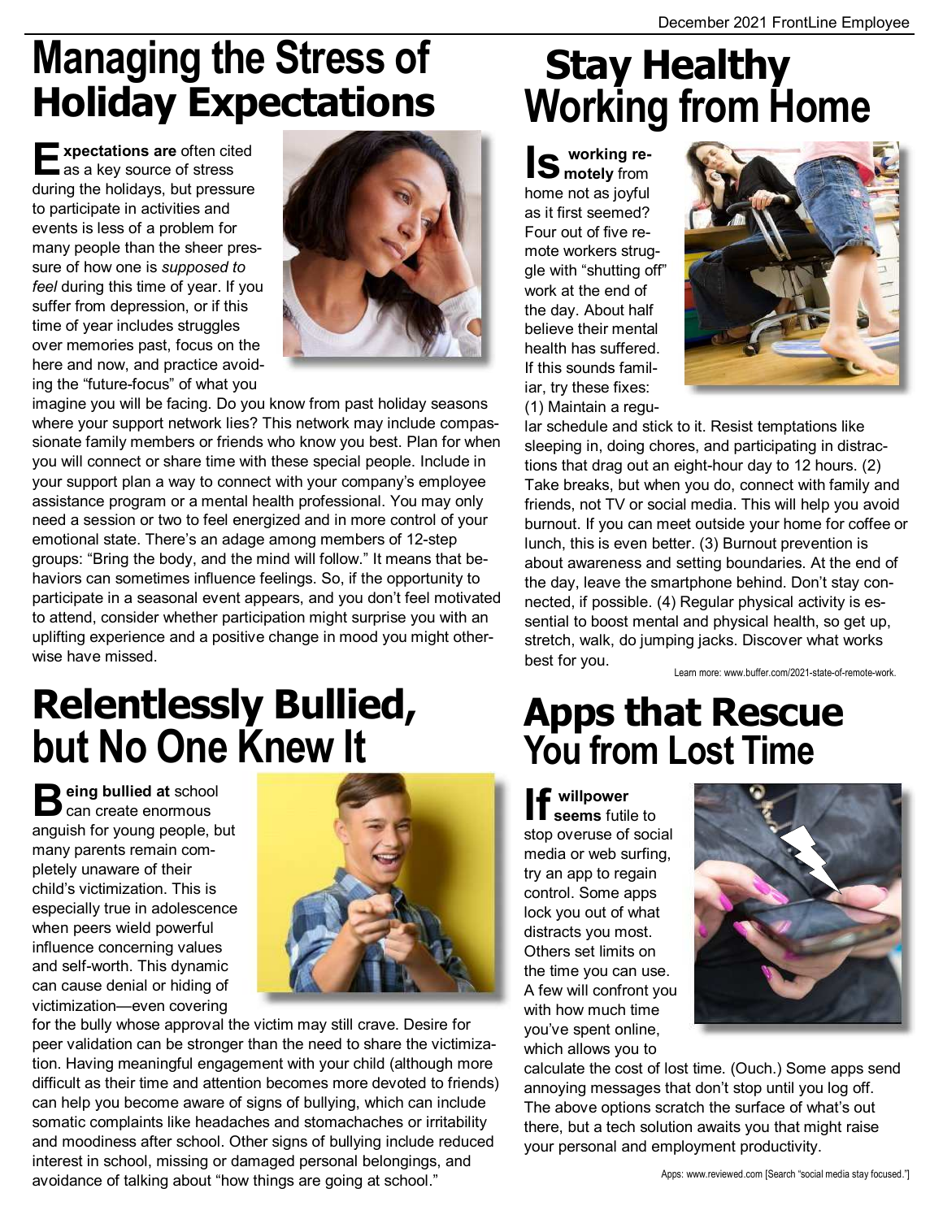# Managing the Stress of Holiday Expectations

**Expectations are** often cited as a key source of stress during the holidays, but pressure to participate in activities and events is less of a problem for many people than the sheer pressure of how one is *supposed to feel* during this time of year. If you suffer from depression, or if this time of year includes struggles over memories past, focus on the here and now, and practice avoiding the "future-focus" of what you imagine you will be facing. Do you know from past holiday seasons where your support network lies? This network may include compassionate family members or friends who know you best. Plan for when you will connect or share time with these special people. Include in your support plan a way to connect with your company's employee assistance program or a mental health professional. You may only need a session or two to feel energized and in more control of your emotional state. There's an adage among members of 12-step groups: "Bring the body, and the mind will follow." It means that behaviors can sometimes influence feelings. So, if the opportunity to participate in a seasonal event appears, and you don't feel motivated to attend, consider whether participation might surprise you with an uplifting experience and a positive change in mood you might otherwise have missed.

# Relentlessly Bullied, but No One Knew It

**Being bullied at** school can create enormous anguish for young people, but many parents remain completely unaware of their child's victimization. This is especially true in adolescence when peers wield powerful influence concerning values and self-worth. This dynamic can cause denial or hiding of victimization—even covering for the bully whose approval the victim may still crave. Desire for peer validation can be stronger than the need to share the victimization. Having meaningful engagement with your child (although more difficult as their time and attention becomes more devoted to friends) can help you become aware of signs of bullying, which can include somatic complaints like headaches and stomachaches or irritability and moodiness after school. Other signs of bullying include reduced interest in school, missing or damaged personal belongings, and avoidance of talking about "how things are going at school."

# Stay Healthy Working from Home

**Is working remotely** from home not as joyful as it first seemed? Four out of five remote workers struggle with "shutting off" work at the end of the day. About half believe their mental health has suffered. If this sounds familiar, try these fixes: (1) Maintain a regular schedule and stick to it. Resist temptations like sleeping in, doing chores, and participating in distractions that drag out an eight-hour day to 12 hours. (2) Take breaks, but when you do, connect with family and friends, not TV or social media. This will help you avoid burnout. If you can meet outside your home for coffee or lunch, this is even better. (3) Burnout prevention is about awareness and setting boundaries. At the end of the day, leave the smartphone behind. Don't stay connected, if possible. (4) Regular physical activity is essential to boost mental and physical health, so get up, stretch, walk, do jumping jacks. Discover what works best for you.

Learn more: www.buffer.com/2021-state-of-remote-work.

# Apps that Rescue You from Lost Time

**If willpower seems** futile to stop overuse of social media or web surfing, try an app to regain control. Some apps lock you out of what distracts you most. Others set limits on the time you can use. A few will confront you with how much time you've spent online, which allows you to calculate the cost of lost time. (Ouch.) Some apps send annoying messages that don't stop until you log off. The above options scratch the surface of what's out there, but a tech solution awaits you that might raise your personal and employment productivity.

Apps: www.reviewed.com [Search "social media stay focused."]